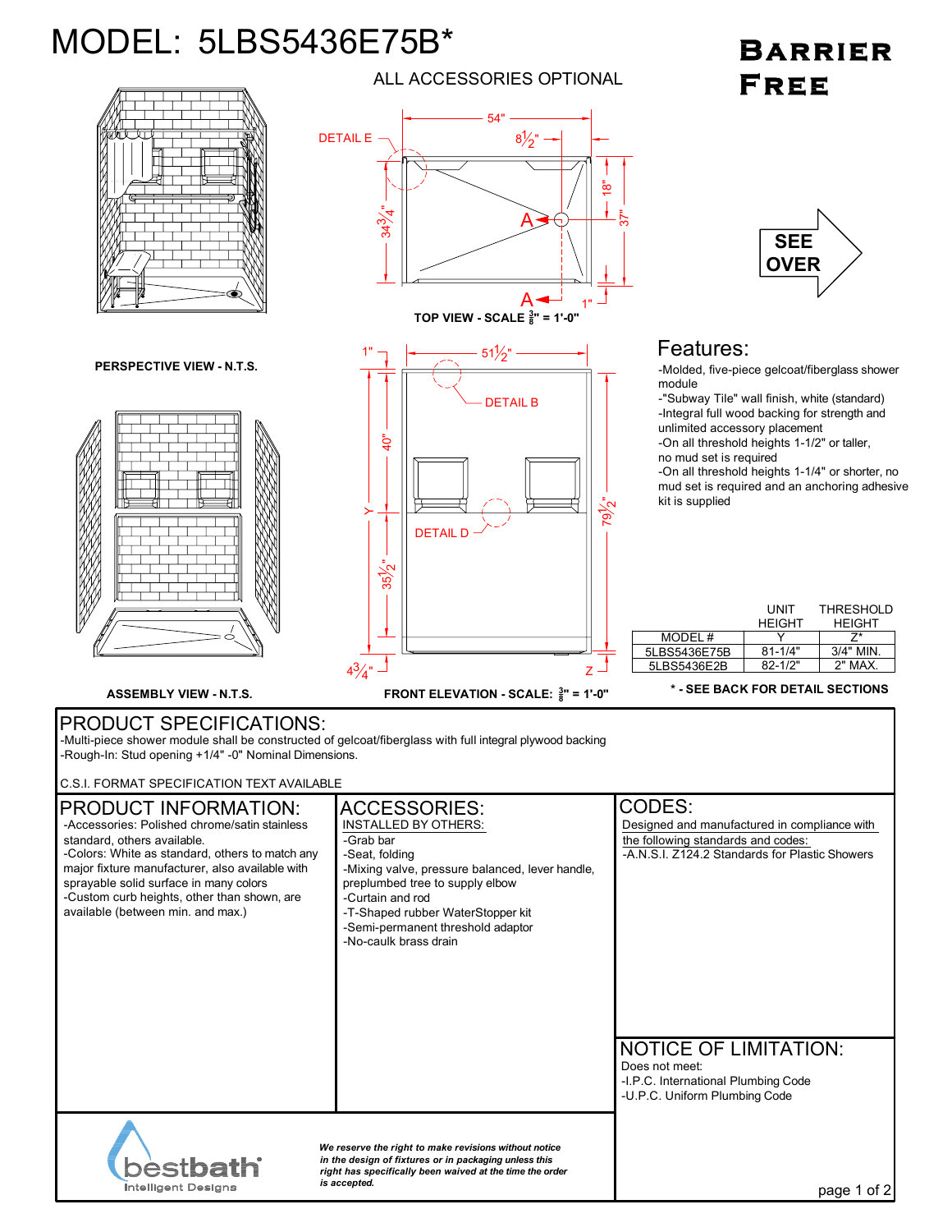# MODEL: 5LBS5436E75B*

**BARRIER FREE**

ALL ACCESSORIES OPTIONAL

DETAIL E

54"

$8\frac{1}{2}$"

18"

37"

$34\frac{3}{4}$"

A

A

1"

**TOP VIEW - SCALE $\frac{3}{8}$" = 1'-0"**

**PERSPECTIVE VIEW - N.T.S.**

SEE OVER

1"

$51\frac{1}{2}$"

DETAIL B

40"

Y

DETAIL D

$79\frac{1}{2}$"

$35\frac{1}{2}$"

$4\frac{3}{4}$"

Z

**ASSEMBLY VIEW - N.T.S.**

**FRONT ELEVATION - SCALE: $\frac{3}{8}$" = 1'-0"**

## Features:

- -Molded, five-piece gelcoat/fiberglass shower module
- -"Subway Tile" wall finish, white (standard)
- -Integral full wood backing for strength and unlimited accessory placement
- -On all threshold heights 1-1/2" or taller, no mud set is required
- -On all threshold heights 1-1/4" or shorter, no mud set is required and an anchoring adhesive kit is supplied

| MODEL # | UNIT HEIGHT Y | THRESHOLD HEIGHT Z* |
|---|---|---|
| 5LBS5436E75B | 81-1/4" | 3/4" MIN. |
| 5LBS5436E2B | 82-1/2" | 2" MAX. |

**\* - SEE BACK FOR DETAIL SECTIONS**

## PRODUCT SPECIFICATIONS:

-Multi-piece shower module shall be constructed of gelcoat/fiberglass with full integral plywood backing
-Rough-In: Stud opening +1/4" -0" Nominal Dimensions.

C.S.I. FORMAT SPECIFICATION TEXT AVAILABLE

## PRODUCT INFORMATION:

- -Accessories: Polished chrome/satin stainless standard, others available.
- -Colors: White as standard, others to match any major fixture manufacturer, also available with sprayable solid surface in many colors
- -Custom curb heights, other than shown, are available (between min. and max.)

## ACCESSORIES:

INSTALLED BY OTHERS:

- -Grab bar
- -Seat, folding
- -Mixing valve, pressure balanced, lever handle, preplumbed tree to supply elbow
- -Curtain and rod
- -T-Shaped rubber WaterStopper kit
- -Semi-permanent threshold adaptor
- -No-caulk brass drain

## CODES:

Designed and manufactured in compliance with the following standards and codes:

- -A.N.S.I. Z124.2 Standards for Plastic Showers

## NOTICE OF LIMITATION:

Does not meet:

- -I.P.C. International Plumbing Code
- -U.P.C. Uniform Plumbing Code

bestbath Intelligent Designs

*We reserve the right to make revisions without notice in the design of fixtures or in packaging unless this right has specifically been waived at the time the order is accepted.*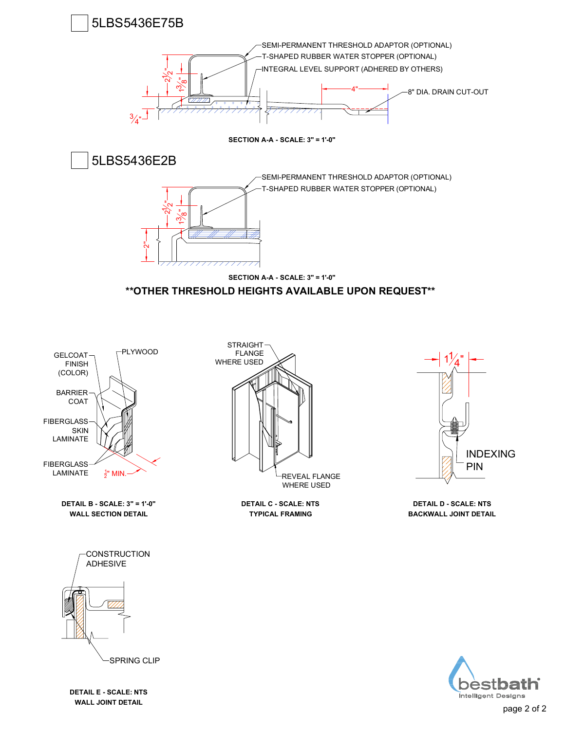☐ 5LBS5436E75B

SEMI-PERMANENT THRESHOLD ADAPTOR (OPTIONAL)

T-SHAPED RUBBER WATER STOPPER (OPTIONAL)

INTEGRAL LEVEL SUPPORT (ADHERED BY OTHERS)

8" DIA. DRAIN CUT-OUT

2 1/2"

1 3/8"

4"

3/4"

**SECTION A-A - SCALE: 3" = 1'-0"**

☐ 5LBS5436E2B

SEMI-PERMANENT THRESHOLD ADAPTOR (OPTIONAL)

T-SHAPED RUBBER WATER STOPPER (OPTIONAL)

2 1/2"

1 3/8"

2"

**SECTION A-A - SCALE: 3" = 1'-0"**

**\*\*OTHER THRESHOLD HEIGHTS AVAILABLE UPON REQUEST\*\***

GELCOAT FINISH (COLOR)

PLYWOOD

BARRIER COAT

FIBERGLASS SKIN LAMINATE

FIBERGLASS LAMINATE

1/2" MIN.

**DETAIL B - SCALE: 3" = 1'-0"**
**WALL SECTION DETAIL**

STRAIGHT FLANGE WHERE USED

REVEAL FLANGE WHERE USED

**DETAIL C - SCALE: NTS**
**TYPICAL FRAMING**

1 1/4"

INDEXING PIN

**DETAIL D - SCALE: NTS**
**BACKWALL JOINT DETAIL**

CONSTRUCTION ADHESIVE

SPRING CLIP

**DETAIL E - SCALE: NTS**
**WALL JOINT DETAIL**

bestbath
Intelligent Designs